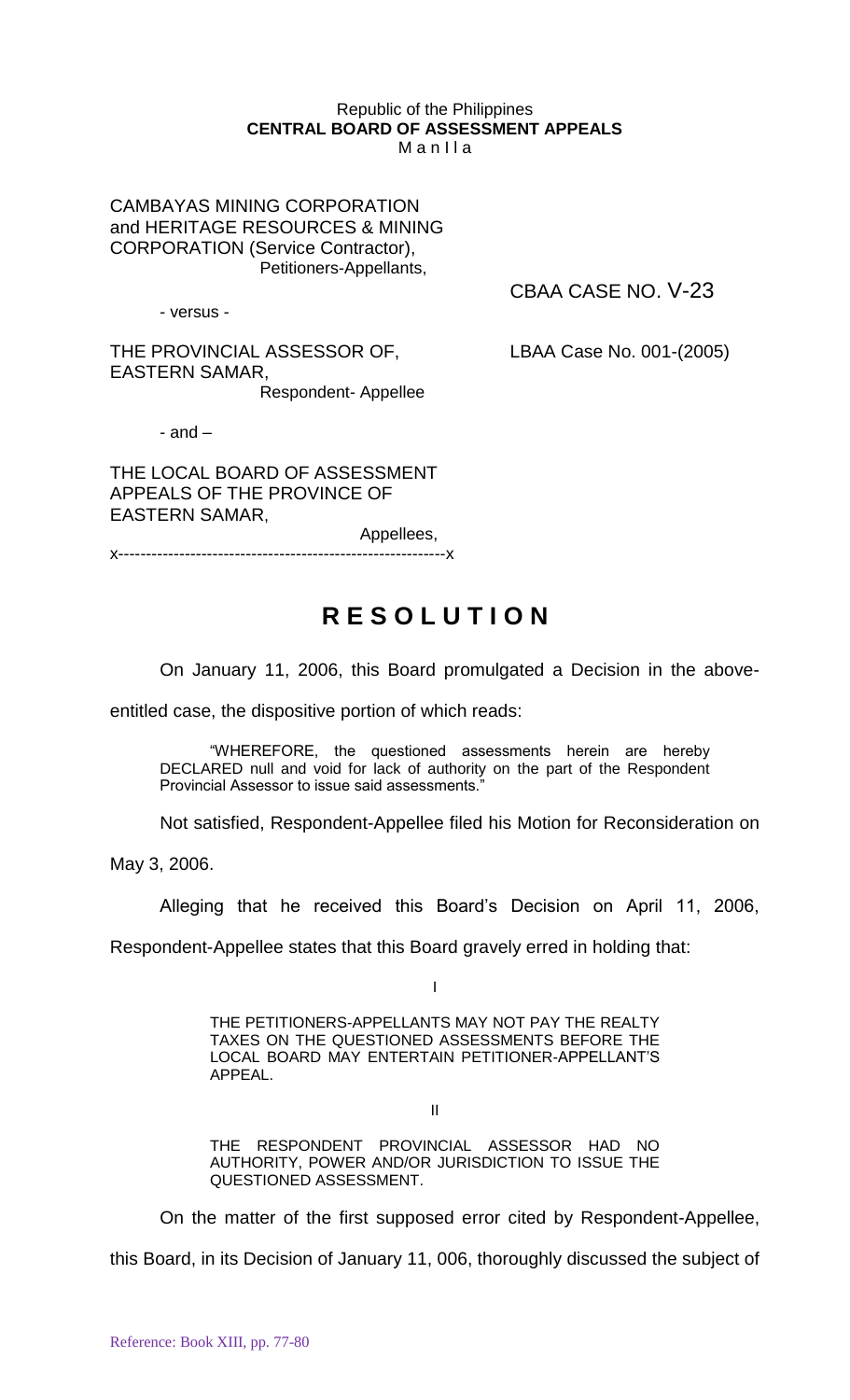Republic of the Philippines
**CENTRAL BOARD OF ASSESSMENT APPEALS**
M a n I l a

CAMBAYAS MINING CORPORATION
and HERITAGE RESOURCES & MINING
CORPORATION (Service Contractor),
Petitioners-Appellants,

CBAA CASE NO. V-23

- versus -

THE PROVINCIAL ASSESSOR OF,
EASTERN SAMAR,
Respondent- Appellee

LBAA Case No. 001-(2005)

- and –

THE LOCAL BOARD OF ASSESSMENT
APPEALS OF THE PROVINCE OF
EASTERN SAMAR,
Appellees,

x-----------------------------------------------------------x

# R E S O L U T I O N

On January 11, 2006, this Board promulgated a Decision in the above-entitled case, the dispositive portion of which reads:

> "WHEREFORE, the questioned assessments herein are hereby DECLARED null and void for lack of authority on the part of the Respondent Provincial Assessor to issue said assessments."

Not satisfied, Respondent-Appellee filed his Motion for Reconsideration on May 3, 2006.

Alleging that he received this Board's Decision on April 11, 2006, Respondent-Appellee states that this Board gravely erred in holding that:

I

> THE PETITIONERS-APPELLANTS MAY NOT PAY THE REALTY TAXES ON THE QUESTIONED ASSESSMENTS BEFORE THE LOCAL BOARD MAY ENTERTAIN PETITIONER-APPELLANT'S APPEAL.

II

> THE RESPONDENT PROVINCIAL ASSESSOR HAD NO AUTHORITY, POWER AND/OR JURISDICTION TO ISSUE THE QUESTIONED ASSESSMENT.

On the matter of the first supposed error cited by Respondent-Appellee, this Board, in its Decision of January 11, 006, thoroughly discussed the subject of

Reference: Book XIII, pp. 77-80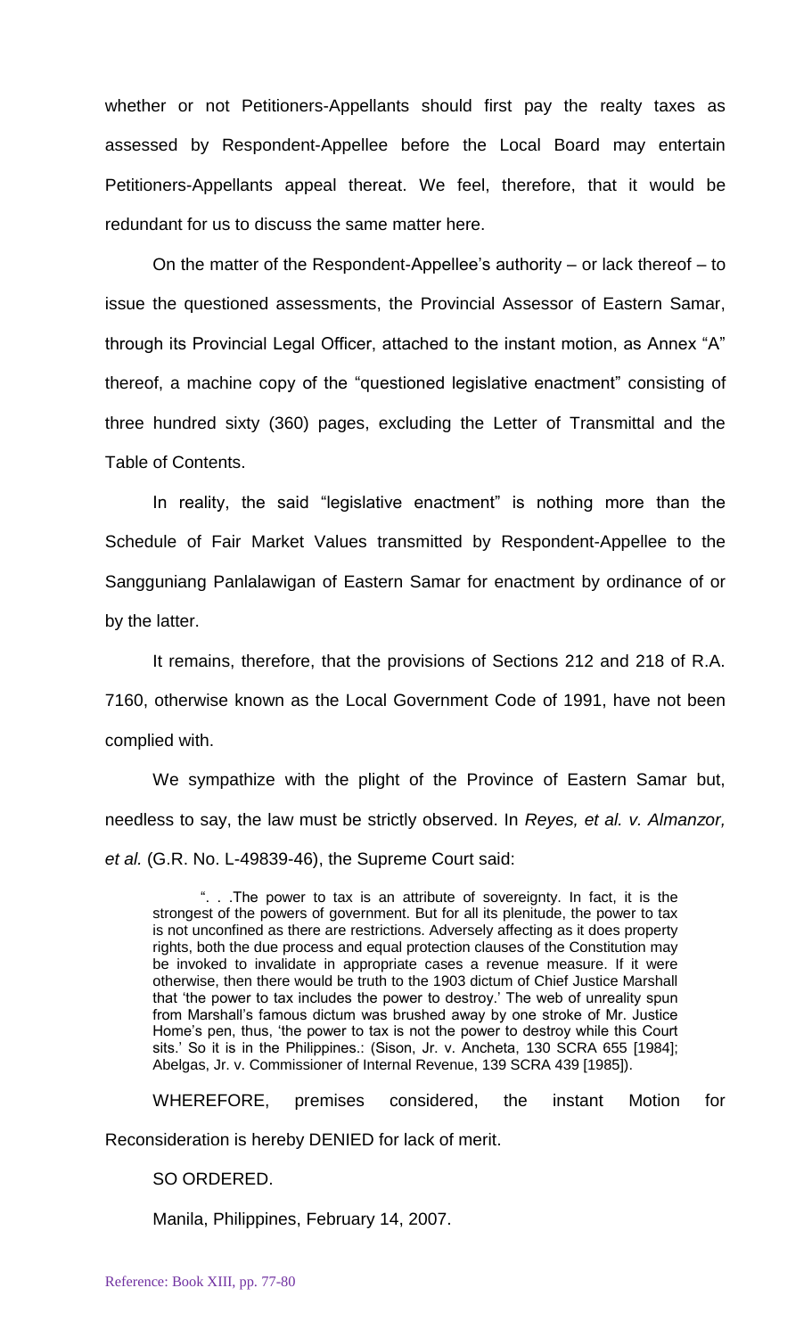whether or not Petitioners-Appellants should first pay the realty taxes as assessed by Respondent-Appellee before the Local Board may entertain Petitioners-Appellants appeal thereat. We feel, therefore, that it would be redundant for us to discuss the same matter here.

On the matter of the Respondent-Appellee's authority – or lack thereof – to issue the questioned assessments, the Provincial Assessor of Eastern Samar, through its Provincial Legal Officer, attached to the instant motion, as Annex "A" thereof, a machine copy of the "questioned legislative enactment" consisting of three hundred sixty (360) pages, excluding the Letter of Transmittal and the Table of Contents.

In reality, the said "legislative enactment" is nothing more than the Schedule of Fair Market Values transmitted by Respondent-Appellee to the Sangguniang Panlalawigan of Eastern Samar for enactment by ordinance of or by the latter.

It remains, therefore, that the provisions of Sections 212 and 218 of R.A. 7160, otherwise known as the Local Government Code of 1991, have not been complied with.

We sympathize with the plight of the Province of Eastern Samar but, needless to say, the law must be strictly observed. In *Reyes, et al. v. Almanzor, et al.* (G.R. No. L-49839-46), the Supreme Court said:

> ". . .The power to tax is an attribute of sovereignty. In fact, it is the strongest of the powers of government. But for all its plenitude, the power to tax is not unconfined as there are restrictions. Adversely affecting as it does property rights, both the due process and equal protection clauses of the Constitution may be invoked to invalidate in appropriate cases a revenue measure. If it were otherwise, then there would be truth to the 1903 dictum of Chief Justice Marshall that 'the power to tax includes the power to destroy.' The web of unreality spun from Marshall's famous dictum was brushed away by one stroke of Mr. Justice Home's pen, thus, 'the power to tax is not the power to destroy while this Court sits.' So it is in the Philippines.: (Sison, Jr. v. Ancheta, 130 SCRA 655 [1984]; Abelgas, Jr. v. Commissioner of Internal Revenue, 139 SCRA 439 [1985]).

WHEREFORE, premises considered, the instant Motion for Reconsideration is hereby DENIED for lack of merit.

SO ORDERED.

Manila, Philippines, February 14, 2007.

Reference: Book XIII, pp. 77-80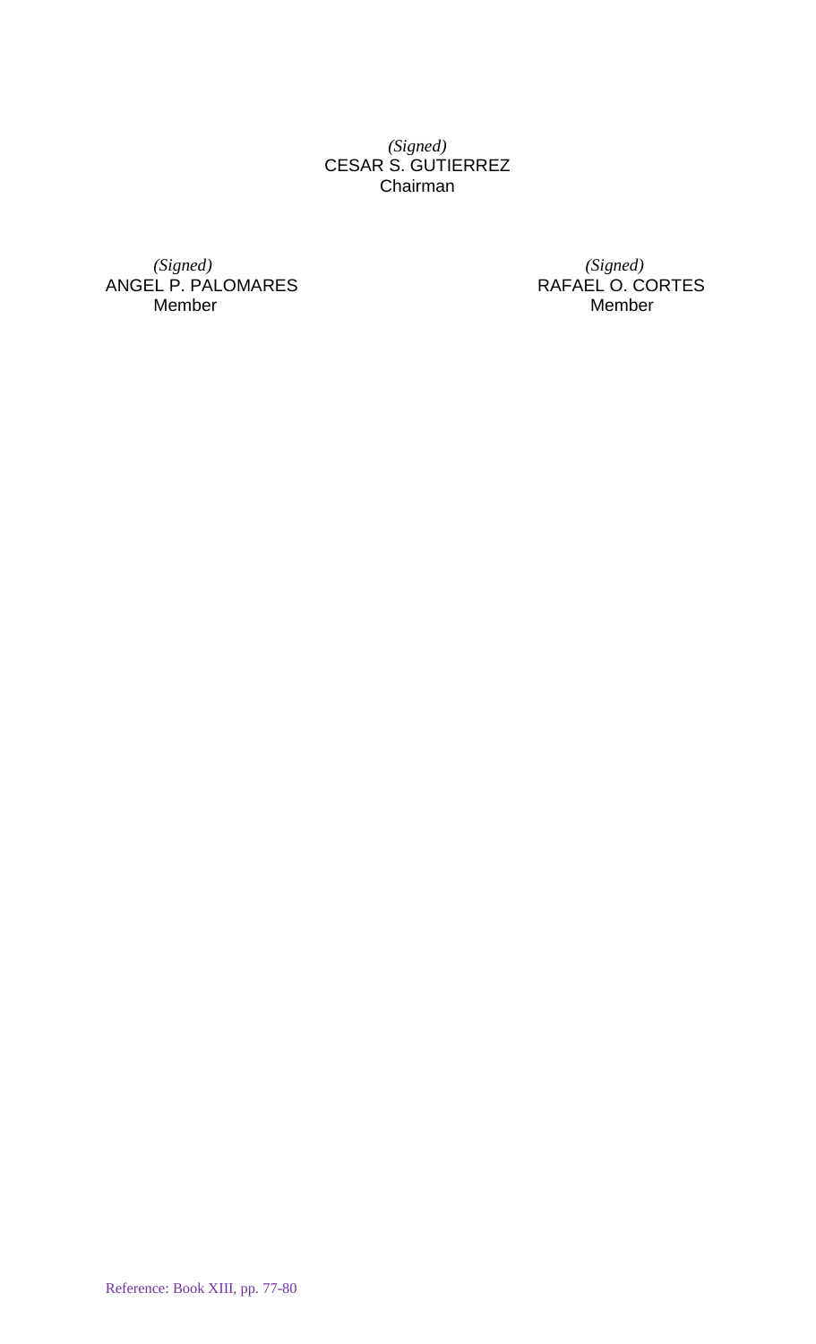*(Signed)*
CESAR S. GUTIERREZ
Chairman

*(Signed)*
ANGEL P. PALOMARES
Member

*(Signed)*
RAFAEL O. CORTES
Member

Reference: Book XIII, pp. 77-80